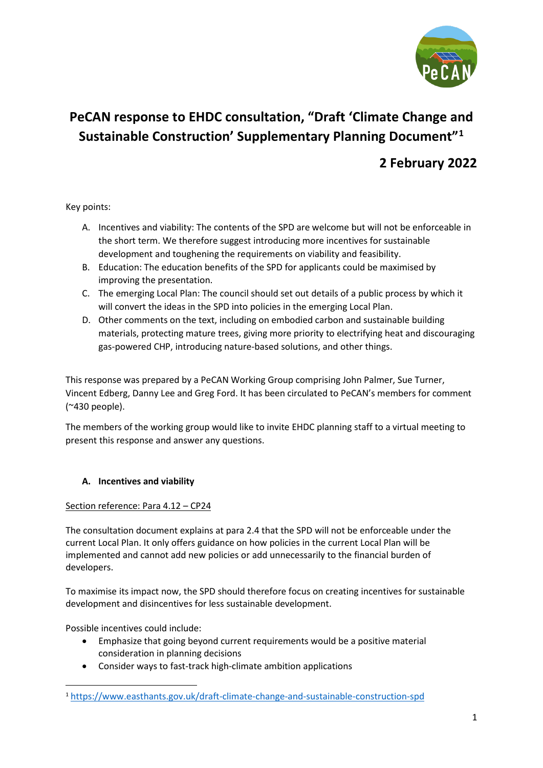# PeCAN response to EHDC consultation, "Draft 'Climate Change and Sustainable Construction' Supplementary Planning Document"[1]

## 2 February 2022

Key points:

A. Incentives and viability: The contents of the SPD are welcome but will not be enforceable in the short term. We therefore suggest introducing more incentives for sustainable development and toughening the requirements on viability and feasibility.

B. Education: The education benefits of the SPD for applicants could be maximised by improving the presentation.

C. The emerging Local Plan: The council should set out details of a public process by which it will convert the ideas in the SPD into policies in the emerging Local Plan.

D. Other comments on the text, including on embodied carbon and sustainable building materials, protecting mature trees, giving more priority to electrifying heat and discouraging gas-powered CHP, introducing nature-based solutions, and other things.

This response was prepared by a PeCAN Working Group comprising John Palmer, Sue Turner, Vincent Edberg, Danny Lee and Greg Ford. It has been circulated to PeCAN's members for comment (~430 people).

The members of the working group would like to invite EHDC planning staff to a virtual meeting to present this response and answer any questions.

### A. Incentives and viability

Section reference: Para 4.12 – CP24

The consultation document explains at para 2.4 that the SPD will not be enforceable under the current Local Plan. It only offers guidance on how policies in the current Local Plan will be implemented and cannot add new policies or add unnecessarily to the financial burden of developers.

To maximise its impact now, the SPD should therefore focus on creating incentives for sustainable development and disincentives for less sustainable development.

Possible incentives could include:

- Emphasize that going beyond current requirements would be a positive material consideration in planning decisions
- Consider ways to fast-track high-climate ambition applications

[1] https://www.easthants.gov.uk/draft-climate-change-and-sustainable-construction-spd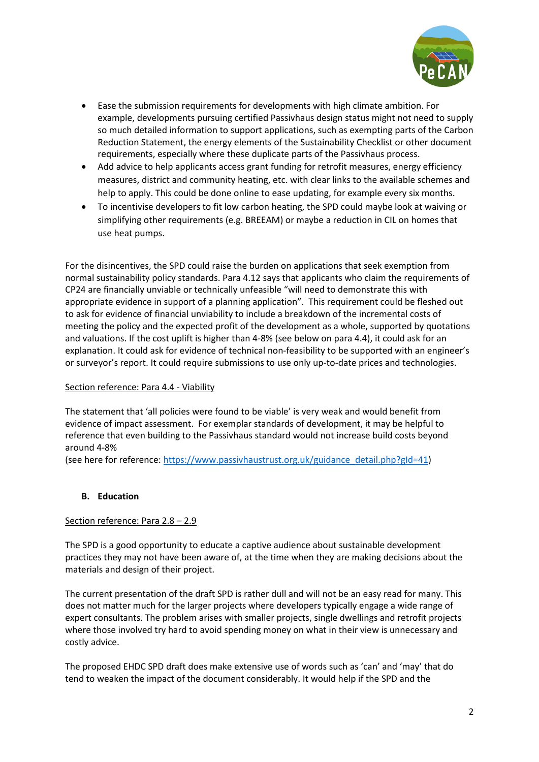- Ease the submission requirements for developments with high climate ambition. For example, developments pursuing certified Passivhaus design status might not need to supply so much detailed information to support applications, such as exempting parts of the Carbon Reduction Statement, the energy elements of the Sustainability Checklist or other document requirements, especially where these duplicate parts of the Passivhaus process.
- Add advice to help applicants access grant funding for retrofit measures, energy efficiency measures, district and community heating, etc. with clear links to the available schemes and help to apply. This could be done online to ease updating, for example every six months.
- To incentivise developers to fit low carbon heating, the SPD could maybe look at waiving or simplifying other requirements (e.g. BREEAM) or maybe a reduction in CIL on homes that use heat pumps.

For the disincentives, the SPD could raise the burden on applications that seek exemption from normal sustainability policy standards. Para 4.12 says that applicants who claim the requirements of CP24 are financially unviable or technically unfeasible "will need to demonstrate this with appropriate evidence in support of a planning application". This requirement could be fleshed out to ask for evidence of financial unviability to include a breakdown of the incremental costs of meeting the policy and the expected profit of the development as a whole, supported by quotations and valuations. If the cost uplift is higher than 4-8% (see below on para 4.4), it could ask for an explanation. It could ask for evidence of technical non-feasibility to be supported with an engineer's or surveyor's report. It could require submissions to use only up-to-date prices and technologies.

Section reference: Para 4.4 - Viability

The statement that 'all policies were found to be viable' is very weak and would benefit from evidence of impact assessment. For exemplar standards of development, it may be helpful to reference that even building to the Passivhaus standard would not increase build costs beyond around 4-8%
(see here for reference: https://www.passivhaustrust.org.uk/guidance_detail.php?gId=41)

**B. Education**

Section reference: Para 2.8 – 2.9

The SPD is a good opportunity to educate a captive audience about sustainable development practices they may not have been aware of, at the time when they are making decisions about the materials and design of their project.

The current presentation of the draft SPD is rather dull and will not be an easy read for many. This does not matter much for the larger projects where developers typically engage a wide range of expert consultants. The problem arises with smaller projects, single dwellings and retrofit projects where those involved try hard to avoid spending money on what in their view is unnecessary and costly advice.

The proposed EHDC SPD draft does make extensive use of words such as 'can' and 'may' that do tend to weaken the impact of the document considerably. It would help if the SPD and the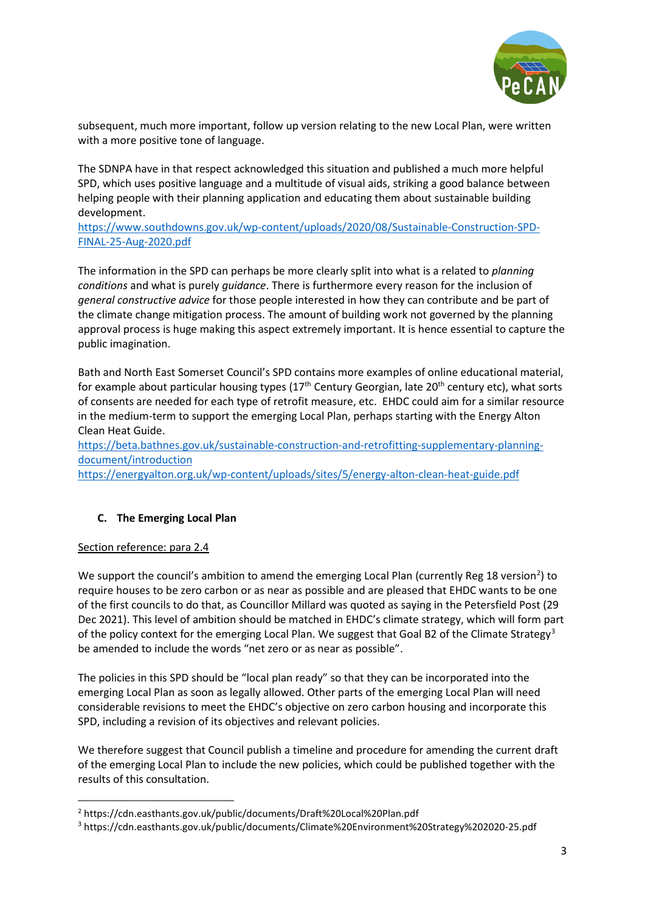subsequent, much more important, follow up version relating to the new Local Plan, were written with a more positive tone of language.

The SDNPA have in that respect acknowledged this situation and published a much more helpful SPD, which uses positive language and a multitude of visual aids, striking a good balance between helping people with their planning application and educating them about sustainable building development.
https://www.southdowns.gov.uk/wp-content/uploads/2020/08/Sustainable-Construction-SPD-FINAL-25-Aug-2020.pdf

The information in the SPD can perhaps be more clearly split into what is a related to *planning conditions* and what is purely *guidance*. There is furthermore every reason for the inclusion of *general constructive advice* for those people interested in how they can contribute and be part of the climate change mitigation process. The amount of building work not governed by the planning approval process is huge making this aspect extremely important. It is hence essential to capture the public imagination.

Bath and North East Somerset Council's SPD contains more examples of online educational material, for example about particular housing types (17th Century Georgian, late 20th century etc), what sorts of consents are needed for each type of retrofit measure, etc. EHDC could aim for a similar resource in the medium-term to support the emerging Local Plan, perhaps starting with the Energy Alton Clean Heat Guide.
https://beta.bathnes.gov.uk/sustainable-construction-and-retrofitting-supplementary-planning-document/introduction
https://energyalton.org.uk/wp-content/uploads/sites/5/energy-alton-clean-heat-guide.pdf

## C. The Emerging Local Plan

Section reference: para 2.4

We support the council's ambition to amend the emerging Local Plan (currently Reg 18 version[2]) to require houses to be zero carbon or as near as possible and are pleased that EHDC wants to be one of the first councils to do that, as Councillor Millard was quoted as saying in the Petersfield Post (29 Dec 2021). This level of ambition should be matched in EHDC's climate strategy, which will form part of the policy context for the emerging Local Plan. We suggest that Goal B2 of the Climate Strategy[3] be amended to include the words "net zero or as near as possible".

The policies in this SPD should be "local plan ready" so that they can be incorporated into the emerging Local Plan as soon as legally allowed. Other parts of the emerging Local Plan will need considerable revisions to meet the EHDC's objective on zero carbon housing and incorporate this SPD, including a revision of its objectives and relevant policies.

We therefore suggest that Council publish a timeline and procedure for amending the current draft of the emerging Local Plan to include the new policies, which could be published together with the results of this consultation.

[2] https://cdn.easthants.gov.uk/public/documents/Draft%20Local%20Plan.pdf
[3] https://cdn.easthants.gov.uk/public/documents/Climate%20Environment%20Strategy%202020-25.pdf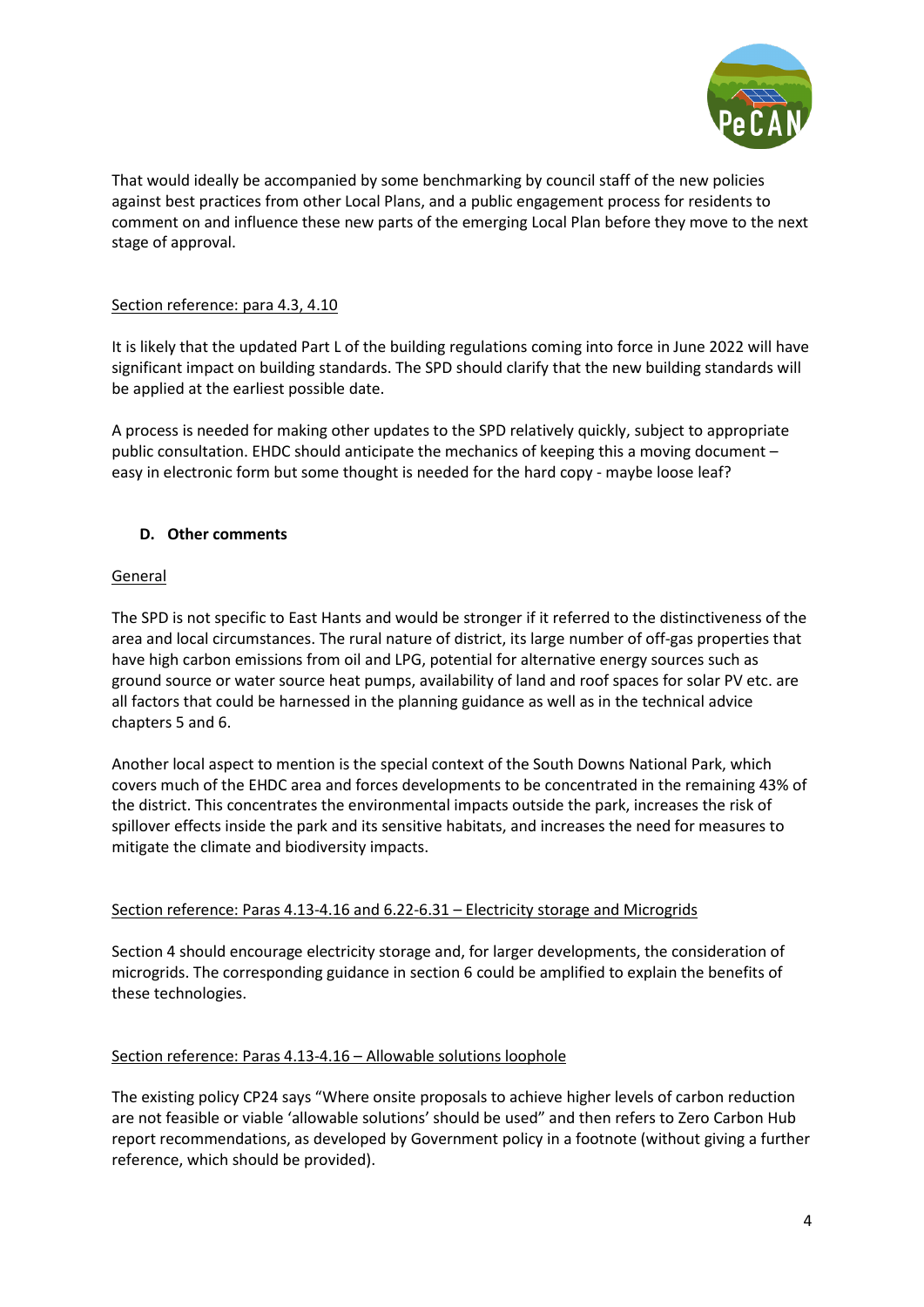That would ideally be accompanied by some benchmarking by council staff of the new policies against best practices from other Local Plans, and a public engagement process for residents to comment on and influence these new parts of the emerging Local Plan before they move to the next stage of approval.

Section reference: para 4.3, 4.10

It is likely that the updated Part L of the building regulations coming into force in June 2022 will have significant impact on building standards. The SPD should clarify that the new building standards will be applied at the earliest possible date.

A process is needed for making other updates to the SPD relatively quickly, subject to appropriate public consultation. EHDC should anticipate the mechanics of keeping this a moving document – easy in electronic form but some thought is needed for the hard copy - maybe loose leaf?

## D. Other comments

General

The SPD is not specific to East Hants and would be stronger if it referred to the distinctiveness of the area and local circumstances. The rural nature of district, its large number of off-gas properties that have high carbon emissions from oil and LPG, potential for alternative energy sources such as ground source or water source heat pumps, availability of land and roof spaces for solar PV etc. are all factors that could be harnessed in the planning guidance as well as in the technical advice chapters 5 and 6.

Another local aspect to mention is the special context of the South Downs National Park, which covers much of the EHDC area and forces developments to be concentrated in the remaining 43% of the district. This concentrates the environmental impacts outside the park, increases the risk of spillover effects inside the park and its sensitive habitats, and increases the need for measures to mitigate the climate and biodiversity impacts.

Section reference: Paras 4.13-4.16 and 6.22-6.31 – Electricity storage and Microgrids

Section 4 should encourage electricity storage and, for larger developments, the consideration of microgrids. The corresponding guidance in section 6 could be amplified to explain the benefits of these technologies.

Section reference: Paras 4.13-4.16 – Allowable solutions loophole

The existing policy CP24 says "Where onsite proposals to achieve higher levels of carbon reduction are not feasible or viable 'allowable solutions' should be used" and then refers to Zero Carbon Hub report recommendations, as developed by Government policy in a footnote (without giving a further reference, which should be provided).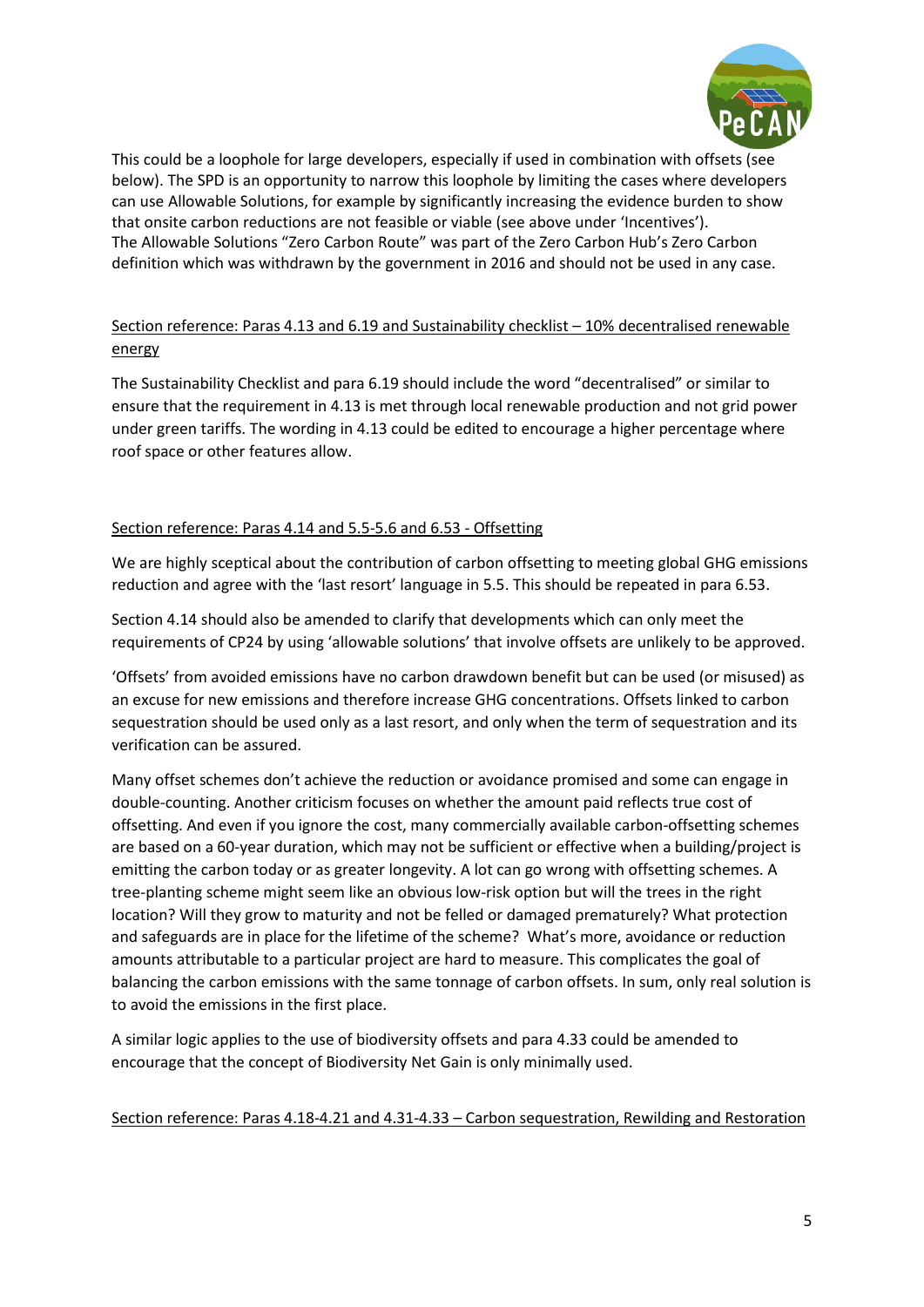This could be a loophole for large developers, especially if used in combination with offsets (see below). The SPD is an opportunity to narrow this loophole by limiting the cases where developers can use Allowable Solutions, for example by significantly increasing the evidence burden to show that onsite carbon reductions are not feasible or viable (see above under 'Incentives'). The Allowable Solutions "Zero Carbon Route" was part of the Zero Carbon Hub's Zero Carbon definition which was withdrawn by the government in 2016 and should not be used in any case.

<u>Section reference: Paras 4.13 and 6.19 and Sustainability checklist – 10% decentralised renewable energy</u>

The Sustainability Checklist and para 6.19 should include the word "decentralised" or similar to ensure that the requirement in 4.13 is met through local renewable production and not grid power under green tariffs. The wording in 4.13 could be edited to encourage a higher percentage where roof space or other features allow.

<u>Section reference: Paras 4.14 and 5.5-5.6 and 6.53 - Offsetting</u>

We are highly sceptical about the contribution of carbon offsetting to meeting global GHG emissions reduction and agree with the 'last resort' language in 5.5. This should be repeated in para 6.53.

Section 4.14 should also be amended to clarify that developments which can only meet the requirements of CP24 by using 'allowable solutions' that involve offsets are unlikely to be approved.

'Offsets' from avoided emissions have no carbon drawdown benefit but can be used (or misused) as an excuse for new emissions and therefore increase GHG concentrations. Offsets linked to carbon sequestration should be used only as a last resort, and only when the term of sequestration and its verification can be assured.

Many offset schemes don't achieve the reduction or avoidance promised and some can engage in double-counting. Another criticism focuses on whether the amount paid reflects true cost of offsetting. And even if you ignore the cost, many commercially available carbon-offsetting schemes are based on a 60-year duration, which may not be sufficient or effective when a building/project is emitting the carbon today or as greater longevity. A lot can go wrong with offsetting schemes. A tree-planting scheme might seem like an obvious low-risk option but will the trees in the right location? Will they grow to maturity and not be felled or damaged prematurely? What protection and safeguards are in place for the lifetime of the scheme? What's more, avoidance or reduction amounts attributable to a particular project are hard to measure. This complicates the goal of balancing the carbon emissions with the same tonnage of carbon offsets. In sum, only real solution is to avoid the emissions in the first place.

A similar logic applies to the use of biodiversity offsets and para 4.33 could be amended to encourage that the concept of Biodiversity Net Gain is only minimally used.

<u>Section reference: Paras 4.18-4.21 and 4.31-4.33 – Carbon sequestration, Rewilding and Restoration</u>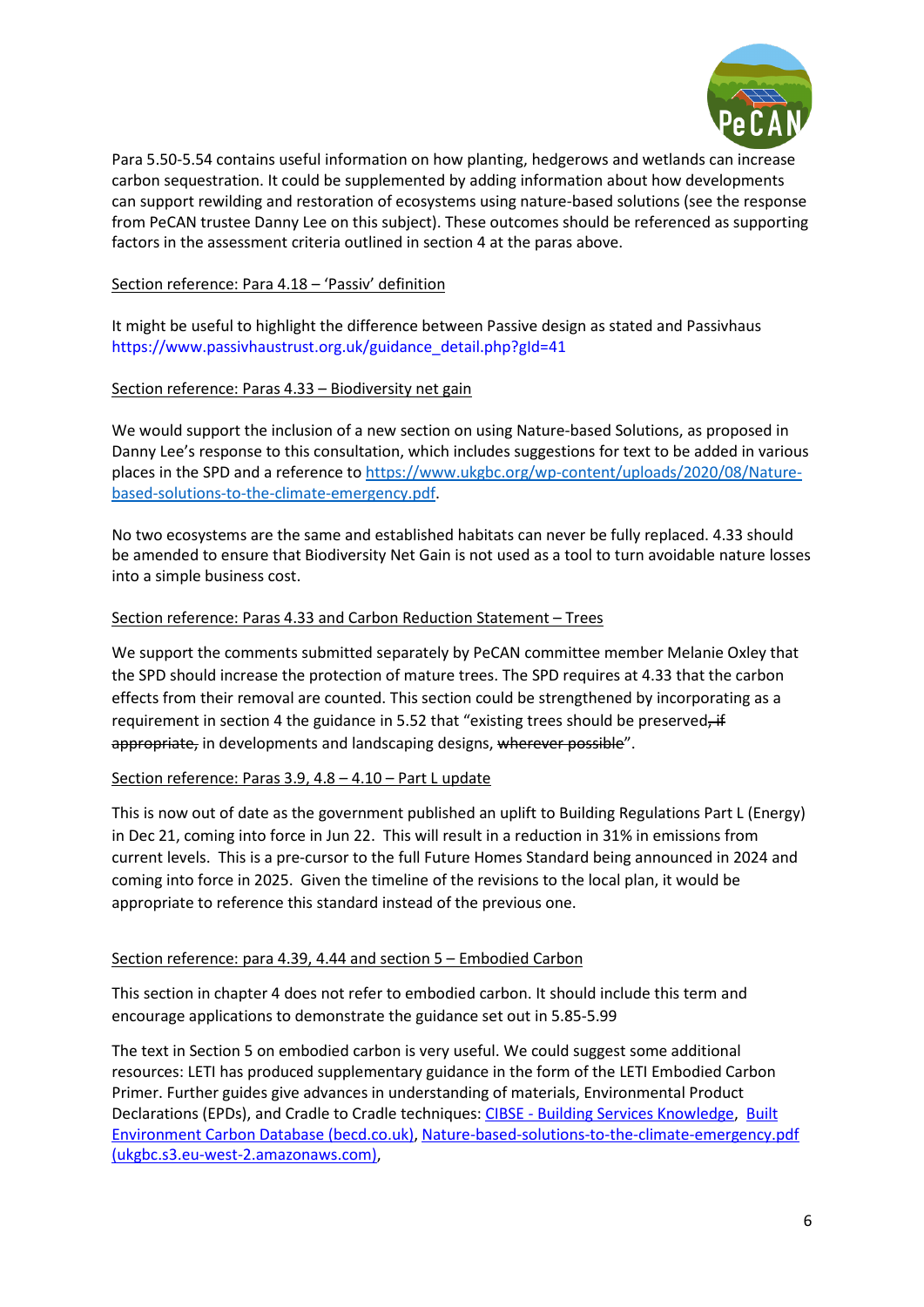Para 5.50-5.54 contains useful information on how planting, hedgerows and wetlands can increase carbon sequestration. It could be supplemented by adding information about how developments can support rewilding and restoration of ecosystems using nature-based solutions (see the response from PeCAN trustee Danny Lee on this subject). These outcomes should be referenced as supporting factors in the assessment criteria outlined in section 4 at the paras above.

<u>Section reference: Para 4.18 – 'Passiv' definition</u>

It might be useful to highlight the difference between Passive design as stated and Passivhaus https://www.passivhaustrust.org.uk/guidance_detail.php?gId=41

<u>Section reference: Paras 4.33 – Biodiversity net gain</u>

We would support the inclusion of a new section on using Nature-based Solutions, as proposed in Danny Lee's response to this consultation, which includes suggestions for text to be added in various places in the SPD and a reference to [https://www.ukgbc.org/wp-content/uploads/2020/08/Nature-based-solutions-to-the-climate-emergency.pdf](https://www.ukgbc.org/wp-content/uploads/2020/08/Nature-based-solutions-to-the-climate-emergency.pdf).

No two ecosystems are the same and established habitats can never be fully replaced. 4.33 should be amended to ensure that Biodiversity Net Gain is not used as a tool to turn avoidable nature losses into a simple business cost.

<u>Section reference: Paras 4.33 and Carbon Reduction Statement – Trees</u>

We support the comments submitted separately by PeCAN committee member Melanie Oxley that the SPD should increase the protection of mature trees. The SPD requires at 4.33 that the carbon effects from their removal are counted. This section could be strengthened by incorporating as a requirement in section 4 the guidance in 5.52 that "existing trees should be preserved~~, if appropriate,~~ in developments and landscaping designs, ~~wherever possible~~".

<u>Section reference: Paras 3.9, 4.8 – 4.10 – Part L update</u>

This is now out of date as the government published an uplift to Building Regulations Part L (Energy) in Dec 21, coming into force in Jun 22. This will result in a reduction in 31% in emissions from current levels. This is a pre-cursor to the full Future Homes Standard being announced in 2024 and coming into force in 2025. Given the timeline of the revisions to the local plan, it would be appropriate to reference this standard instead of the previous one.

<u>Section reference: para 4.39, 4.44 and section 5 – Embodied Carbon</u>

This section in chapter 4 does not refer to embodied carbon. It should include this term and encourage applications to demonstrate the guidance set out in 5.85-5.99

The text in Section 5 on embodied carbon is very useful. We could suggest some additional resources: LETI has produced supplementary guidance in the form of the LETI Embodied Carbon Primer. Further guides give advances in understanding of materials, Environmental Product Declarations (EPDs), and Cradle to Cradle techniques: [CIBSE - Building Services Knowledge](), [Built Environment Carbon Database (becd.co.uk)](), [Nature-based-solutions-to-the-climate-emergency.pdf (ukgbc.s3.eu-west-2.amazonaws.com)](),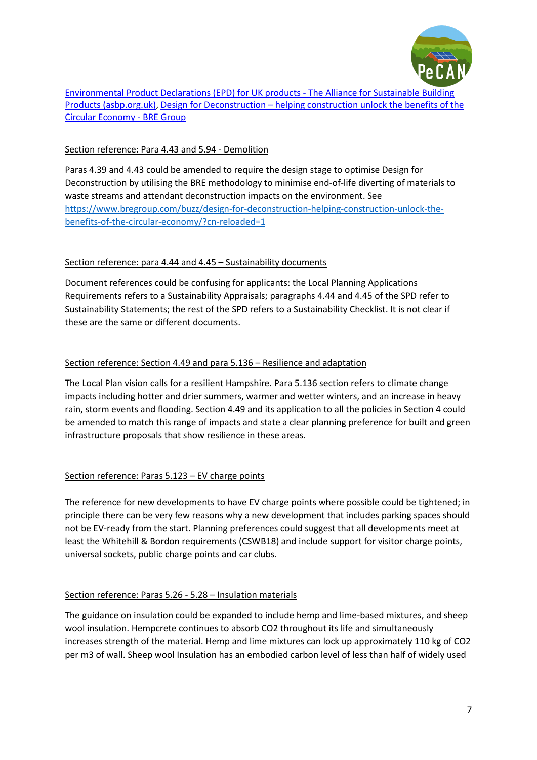[Environmental Product Declarations (EPD) for UK products - The Alliance for Sustainable Building Products (asbp.org.uk)](https://www.asbp.org.uk), [Design for Deconstruction – helping construction unlock the benefits of the Circular Economy - BRE Group](https://www.bregroup.com/buzz/design-for-deconstruction-helping-construction-unlock-the-benefits-of-the-circular-economy/?cn-reloaded=1)

Section reference: Para 4.43 and 5.94 - Demolition

Paras 4.39 and 4.43 could be amended to require the design stage to optimise Design for Deconstruction by utilising the BRE methodology to minimise end-of-life diverting of materials to waste streams and attendant deconstruction impacts on the environment. See https://www.bregroup.com/buzz/design-for-deconstruction-helping-construction-unlock-the-benefits-of-the-circular-economy/?cn-reloaded=1

Section reference: para 4.44 and 4.45 – Sustainability documents

Document references could be confusing for applicants: the Local Planning Applications Requirements refers to a Sustainability Appraisals; paragraphs 4.44 and 4.45 of the SPD refer to Sustainability Statements; the rest of the SPD refers to a Sustainability Checklist. It is not clear if these are the same or different documents.

Section reference: Section 4.49 and para 5.136 – Resilience and adaptation

The Local Plan vision calls for a resilient Hampshire. Para 5.136 section refers to climate change impacts including hotter and drier summers, warmer and wetter winters, and an increase in heavy rain, storm events and flooding. Section 4.49 and its application to all the policies in Section 4 could be amended to match this range of impacts and state a clear planning preference for built and green infrastructure proposals that show resilience in these areas.

Section reference: Paras 5.123 – EV charge points

The reference for new developments to have EV charge points where possible could be tightened; in principle there can be very few reasons why a new development that includes parking spaces should not be EV-ready from the start. Planning preferences could suggest that all developments meet at least the Whitehill & Bordon requirements (CSWB18) and include support for visitor charge points, universal sockets, public charge points and car clubs.

Section reference: Paras 5.26 - 5.28 – Insulation materials

The guidance on insulation could be expanded to include hemp and lime-based mixtures, and sheep wool insulation. Hempcrete continues to absorb $CO_2$ throughout its life and simultaneously increases strength of the material. Hemp and lime mixtures can lock up approximately 110 kg of $CO_2$ per m3 of wall. Sheep wool Insulation has an embodied carbon level of less than half of widely used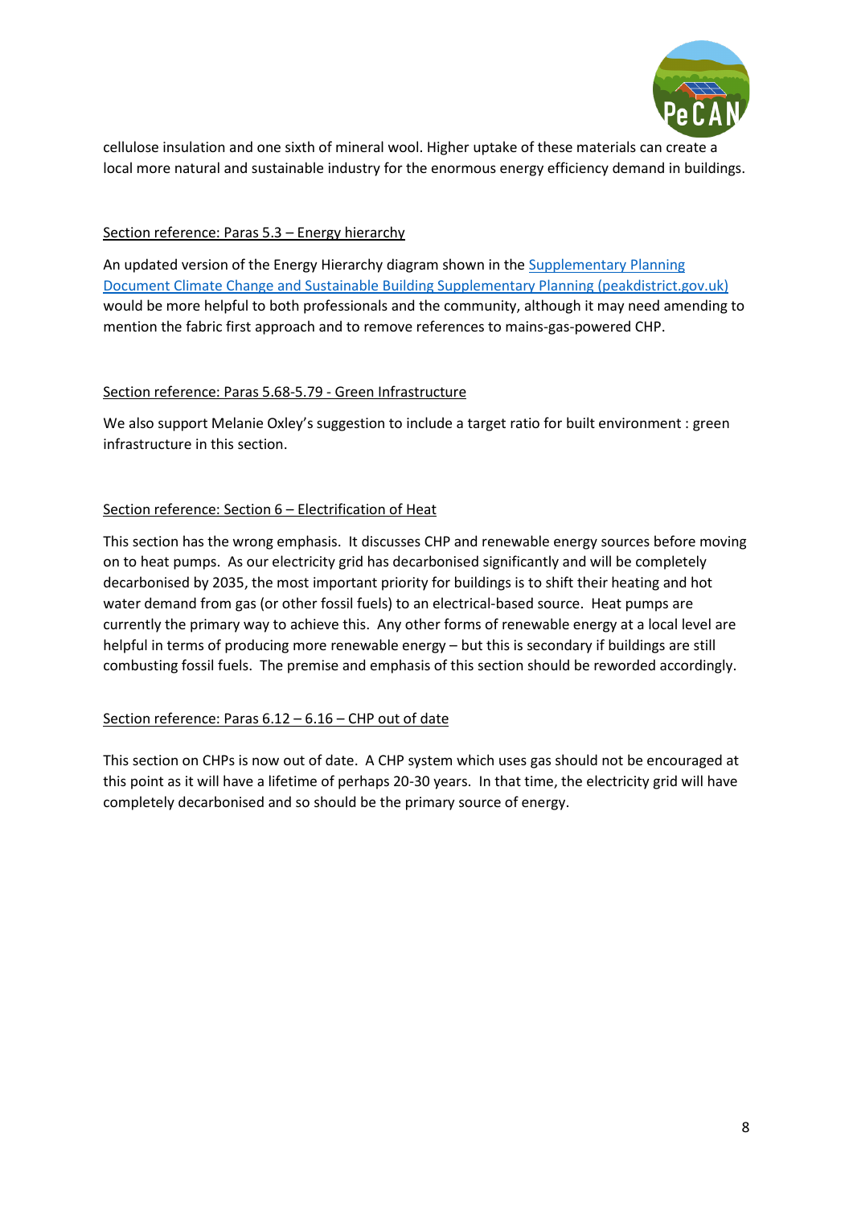cellulose insulation and one sixth of mineral wool. Higher uptake of these materials can create a local more natural and sustainable industry for the enormous energy efficiency demand in buildings.

Section reference: Paras 5.3 – Energy hierarchy

An updated version of the Energy Hierarchy diagram shown in the [Supplementary Planning Document Climate Change and Sustainable Building Supplementary Planning (peakdistrict.gov.uk)] would be more helpful to both professionals and the community, although it may need amending to mention the fabric first approach and to remove references to mains-gas-powered CHP.

Section reference: Paras 5.68-5.79 - Green Infrastructure

We also support Melanie Oxley's suggestion to include a target ratio for built environment : green infrastructure in this section.

Section reference: Section 6 – Electrification of Heat

This section has the wrong emphasis. It discusses CHP and renewable energy sources before moving on to heat pumps. As our electricity grid has decarbonised significantly and will be completely decarbonised by 2035, the most important priority for buildings is to shift their heating and hot water demand from gas (or other fossil fuels) to an electrical-based source. Heat pumps are currently the primary way to achieve this. Any other forms of renewable energy at a local level are helpful in terms of producing more renewable energy – but this is secondary if buildings are still combusting fossil fuels. The premise and emphasis of this section should be reworded accordingly.

Section reference: Paras 6.12 – 6.16 – CHP out of date

This section on CHPs is now out of date. A CHP system which uses gas should not be encouraged at this point as it will have a lifetime of perhaps 20-30 years. In that time, the electricity grid will have completely decarbonised and so should be the primary source of energy.